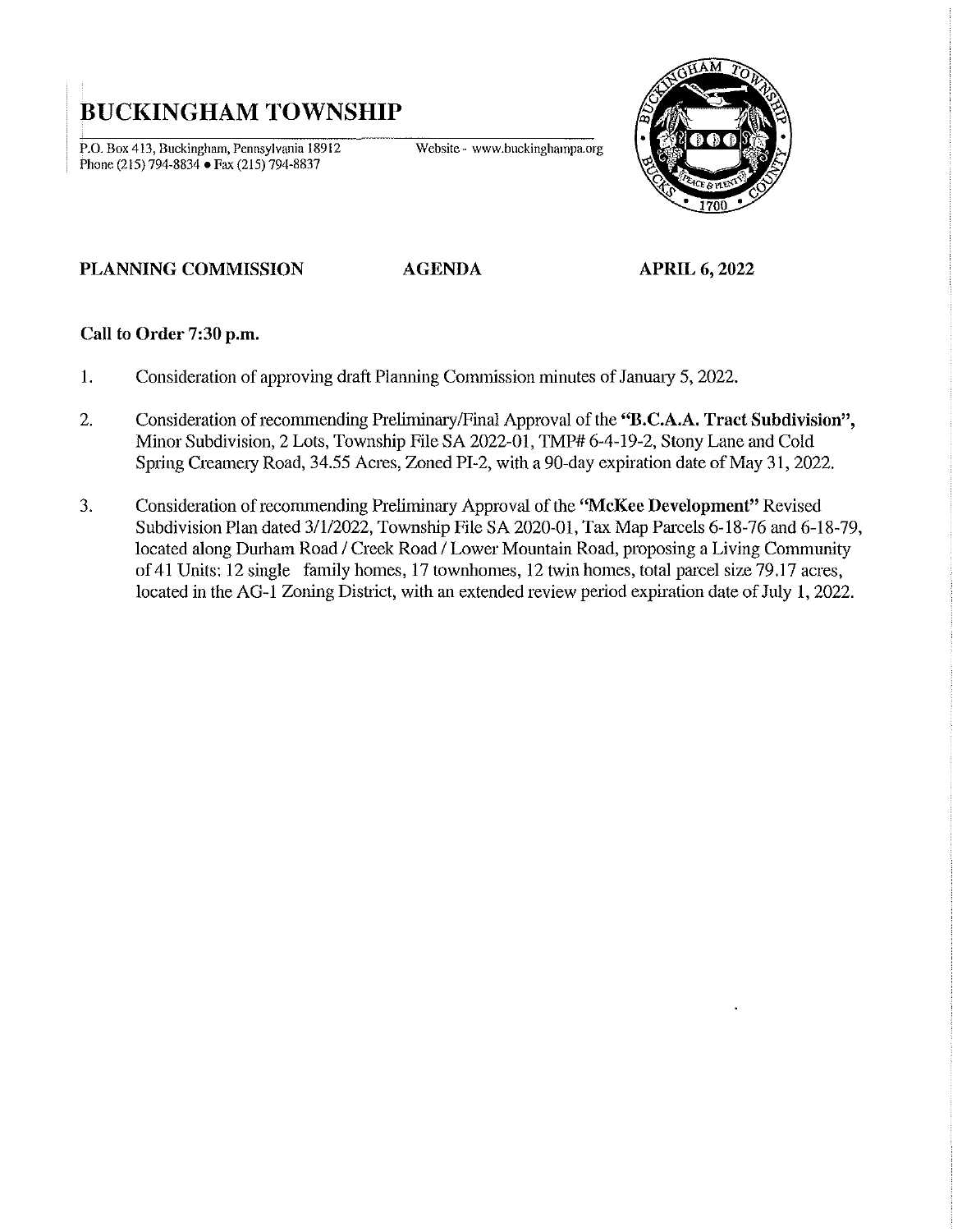# BUCKINGHAM TOWNSHIP

P.O. Box 413, Buckingham, Pennsylvania 18912 Website - www.buckinghampa.org
Phone (215) 794-8834 • Fax (215) 794-8837

**PLANNING COMMISSION AGENDA APRIL 6, 2022**

**Call to Order 7:30 p.m.**

1. Consideration of approving draft Planning Commission minutes of January 5, 2022.

2. Consideration of recommending Preliminary/Final Approval of the **"B.C.A.A. Tract Subdivision",** Minor Subdivision, 2 Lots, Township File SA 2022-01, TMP# 6-4-19-2, Stony Lane and Cold Spring Creamery Road, 34.55 Acres, Zoned PI-2, with a 90-day expiration date of May 31, 2022.

3. Consideration of recommending Preliminary Approval of the **"McKee Development"** Revised Subdivision Plan dated 3/1/2022, Township File SA 2020-01, Tax Map Parcels 6-18-76 and 6-18-79, located along Durham Road / Creek Road / Lower Mountain Road, proposing a Living Community of 41 Units: 12 single family homes, 17 townhomes, 12 twin homes, total parcel size 79.17 acres, located in the AG-1 Zoning District, with an extended review period expiration date of July 1, 2022.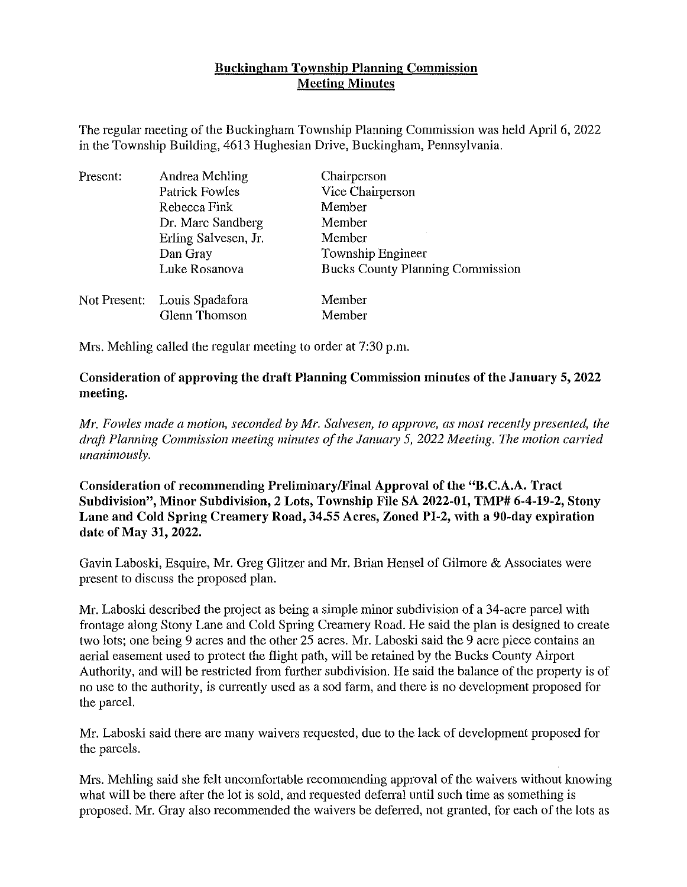**Buckingham Township Planning Commission**
**Meeting Minutes**

The regular meeting of the Buckingham Township Planning Commission was held April 6, 2022 in the Township Building, 4613 Hughesian Drive, Buckingham, Pennsylvania.

| | | |
|---|---|---|
| Present: | Andrea Mehling | Chairperson |
| | Patrick Fowles | Vice Chairperson |
| | Rebecca Fink | Member |
| | Dr. Marc Sandberg | Member |
| | Erling Salvesen, Jr. | Member |
| | Dan Gray | Township Engineer |
| | Luke Rosanova | Bucks County Planning Commission |
| Not Present: | Louis Spadafora | Member |
| | Glenn Thomson | Member |

Mrs. Mehling called the regular meeting to order at 7:30 p.m.

**Consideration of approving the draft Planning Commission minutes of the January 5, 2022 meeting.**

*Mr. Fowles made a motion, seconded by Mr. Salvesen, to approve, as most recently presented, the draft Planning Commission meeting minutes of the January 5, 2022 Meeting. The motion carried unanimously.*

**Consideration of recommending Preliminary/Final Approval of the "B.C.A.A. Tract Subdivision", Minor Subdivision, 2 Lots, Township File SA 2022-01, TMP# 6-4-19-2, Stony Lane and Cold Spring Creamery Road, 34.55 Acres, Zoned PI-2, with a 90-day expiration date of May 31, 2022.**

Gavin Laboski, Esquire, Mr. Greg Glitzer and Mr. Brian Hensel of Gilmore & Associates were present to discuss the proposed plan.

Mr. Laboski described the project as being a simple minor subdivision of a 34-acre parcel with frontage along Stony Lane and Cold Spring Creamery Road. He said the plan is designed to create two lots; one being 9 acres and the other 25 acres. Mr. Laboski said the 9 acre piece contains an aerial easement used to protect the flight path, will be retained by the Bucks County Airport Authority, and will be restricted from further subdivision. He said the balance of the property is of no use to the authority, is currently used as a sod farm, and there is no development proposed for the parcel.

Mr. Laboski said there are many waivers requested, due to the lack of development proposed for the parcels.

Mrs. Mehling said she felt uncomfortable recommending approval of the waivers without knowing what will be there after the lot is sold, and requested deferral until such time as something is proposed. Mr. Gray also recommended the waivers be deferred, not granted, for each of the lots as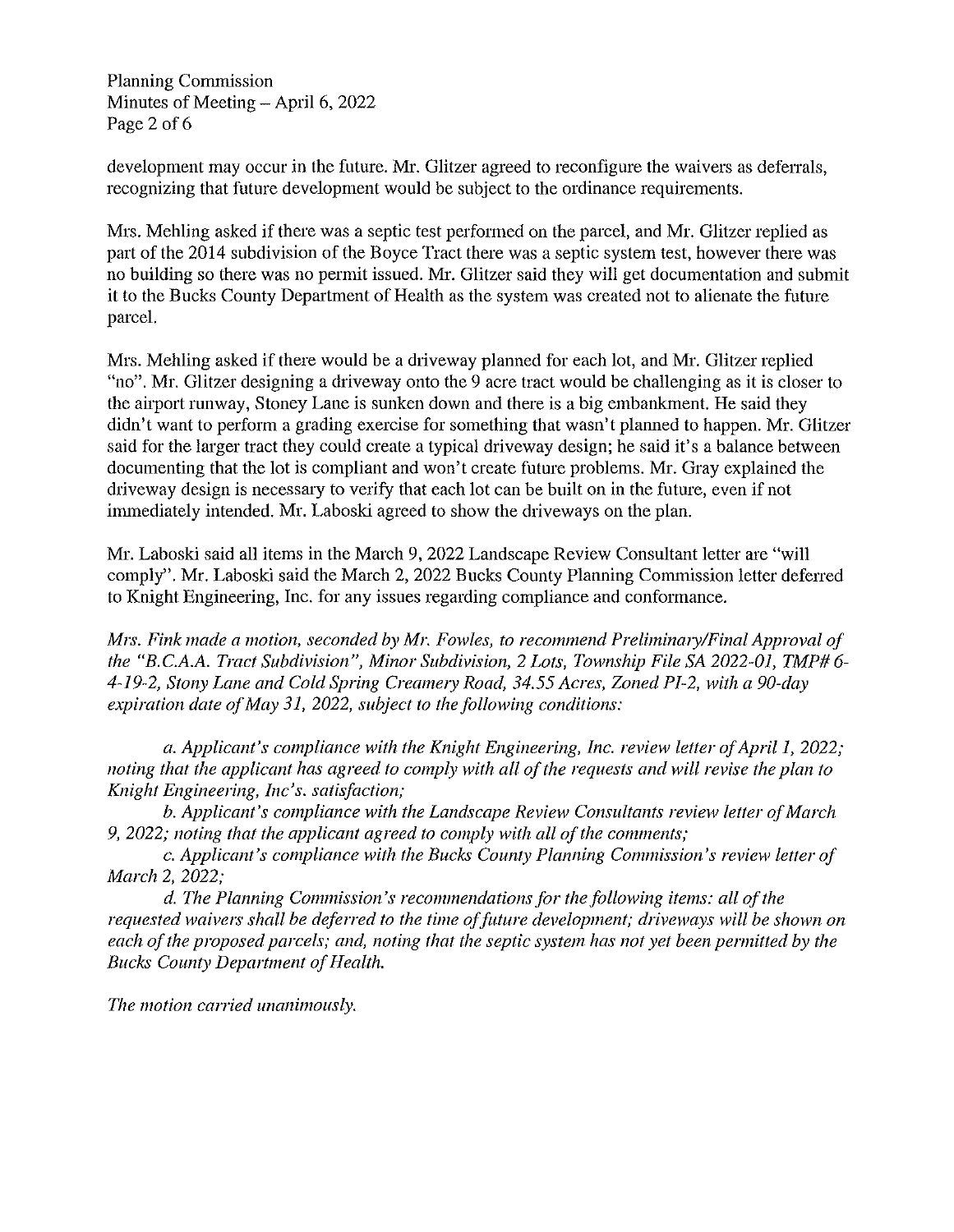development may occur in the future. Mr. Glitzer agreed to reconfigure the waivers as deferrals, recognizing that future development would be subject to the ordinance requirements.

Mrs. Mehling asked if there was a septic test performed on the parcel, and Mr. Glitzer replied as part of the 2014 subdivision of the Boyce Tract there was a septic system test, however there was no building so there was no permit issued. Mr. Glitzer said they will get documentation and submit it to the Bucks County Department of Health as the system was created not to alienate the future parcel.

Mrs. Mehling asked if there would be a driveway planned for each lot, and Mr. Glitzer replied "no". Mr. Glitzer designing a driveway onto the 9 acre tract would be challenging as it is closer to the airport runway, Stoney Lane is sunken down and there is a big embankment. He said they didn't want to perform a grading exercise for something that wasn't planned to happen. Mr. Glitzer said for the larger tract they could create a typical driveway design; he said it's a balance between documenting that the lot is compliant and won't create future problems. Mr. Gray explained the driveway design is necessary to verify that each lot can be built on in the future, even if not immediately intended. Mr. Laboski agreed to show the driveways on the plan.

Mr. Laboski said all items in the March 9, 2022 Landscape Review Consultant letter are "will comply". Mr. Laboski said the March 2, 2022 Bucks County Planning Commission letter deferred to Knight Engineering, Inc. for any issues regarding compliance and conformance.

*Mrs. Fink made a motion, seconded by Mr. Fowles, to recommend Preliminary/Final Approval of the "B.C.A.A. Tract Subdivision", Minor Subdivision, 2 Lots, Township File SA 2022-01, TMP# 6-4-19-2, Stony Lane and Cold Spring Creamery Road, 34.55 Acres, Zoned PI-2, with a 90-day expiration date of May 31, 2022, subject to the following conditions:*

*a. Applicant's compliance with the Knight Engineering, Inc. review letter of April 1, 2022; noting that the applicant has agreed to comply with all of the requests and will revise the plan to Knight Engineering, Inc's. satisfaction;*

*b. Applicant's compliance with the Landscape Review Consultants review letter of March 9, 2022; noting that the applicant agreed to comply with all of the comments;*

*c. Applicant's compliance with the Bucks County Planning Commission's review letter of March 2, 2022;*

*d. The Planning Commission's recommendations for the following items: all of the requested waivers shall be deferred to the time of future development; driveways will be shown on each of the proposed parcels; and, noting that the septic system has not yet been permitted by the Bucks County Department of Health.*

*The motion carried unanimously.*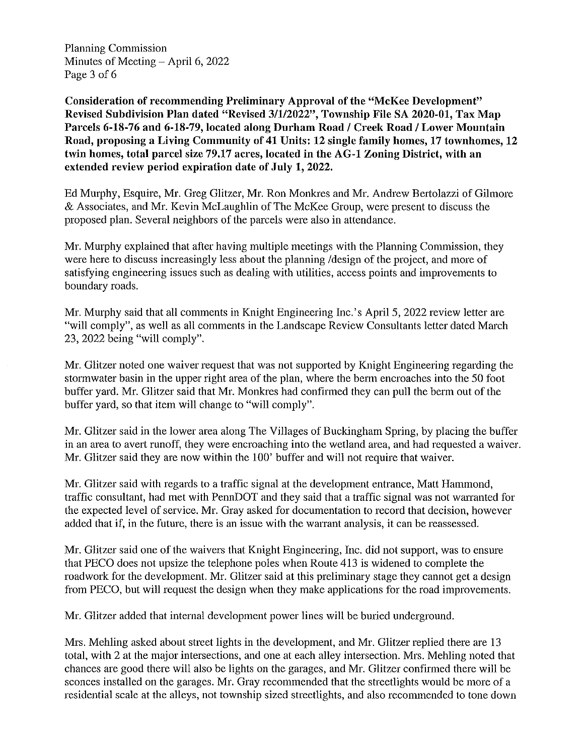**Consideration of recommending Preliminary Approval of the "McKee Development" Revised Subdivision Plan dated "Revised 3/1/2022", Township File SA 2020-01, Tax Map Parcels 6-18-76 and 6-18-79, located along Durham Road / Creek Road / Lower Mountain Road, proposing a Living Community of 41 Units: 12 single family homes, 17 townhomes, 12 twin homes, total parcel size 79.17 acres, located in the AG-1 Zoning District, with an extended review period expiration date of July 1, 2022.**

Ed Murphy, Esquire, Mr. Greg Glitzer, Mr. Ron Monkres and Mr. Andrew Bertolazzi of Gilmore & Associates, and Mr. Kevin McLaughlin of The McKee Group, were present to discuss the proposed plan. Several neighbors of the parcels were also in attendance.

Mr. Murphy explained that after having multiple meetings with the Planning Commission, they were here to discuss increasingly less about the planning /design of the project, and more of satisfying engineering issues such as dealing with utilities, access points and improvements to boundary roads.

Mr. Murphy said that all comments in Knight Engineering Inc.'s April 5, 2022 review letter are "will comply", as well as all comments in the Landscape Review Consultants letter dated March 23, 2022 being "will comply".

Mr. Glitzer noted one waiver request that was not supported by Knight Engineering regarding the stormwater basin in the upper right area of the plan, where the berm encroaches into the 50 foot buffer yard. Mr. Glitzer said that Mr. Monkres had confirmed they can pull the berm out of the buffer yard, so that item will change to "will comply".

Mr. Glitzer said in the lower area along The Villages of Buckingham Spring, by placing the buffer in an area to avert runoff, they were encroaching into the wetland area, and had requested a waiver. Mr. Glitzer said they are now within the 100' buffer and will not require that waiver.

Mr. Glitzer said with regards to a traffic signal at the development entrance, Matt Hammond, traffic consultant, had met with PennDOT and they said that a traffic signal was not warranted for the expected level of service. Mr. Gray asked for documentation to record that decision, however added that if, in the future, there is an issue with the warrant analysis, it can be reassessed.

Mr. Glitzer said one of the waivers that Knight Engineering, Inc. did not support, was to ensure that PECO does not upsize the telephone poles when Route 413 is widened to complete the roadwork for the development. Mr. Glitzer said at this preliminary stage they cannot get a design from PECO, but will request the design when they make applications for the road improvements.

Mr. Glitzer added that internal development power lines will be buried underground.

Mrs. Mehling asked about street lights in the development, and Mr. Glitzer replied there are 13 total, with 2 at the major intersections, and one at each alley intersection. Mrs. Mehling noted that chances are good there will also be lights on the garages, and Mr. Glitzer confirmed there will be sconces installed on the garages. Mr. Gray recommended that the streetlights would be more of a residential scale at the alleys, not township sized streetlights, and also recommended to tone down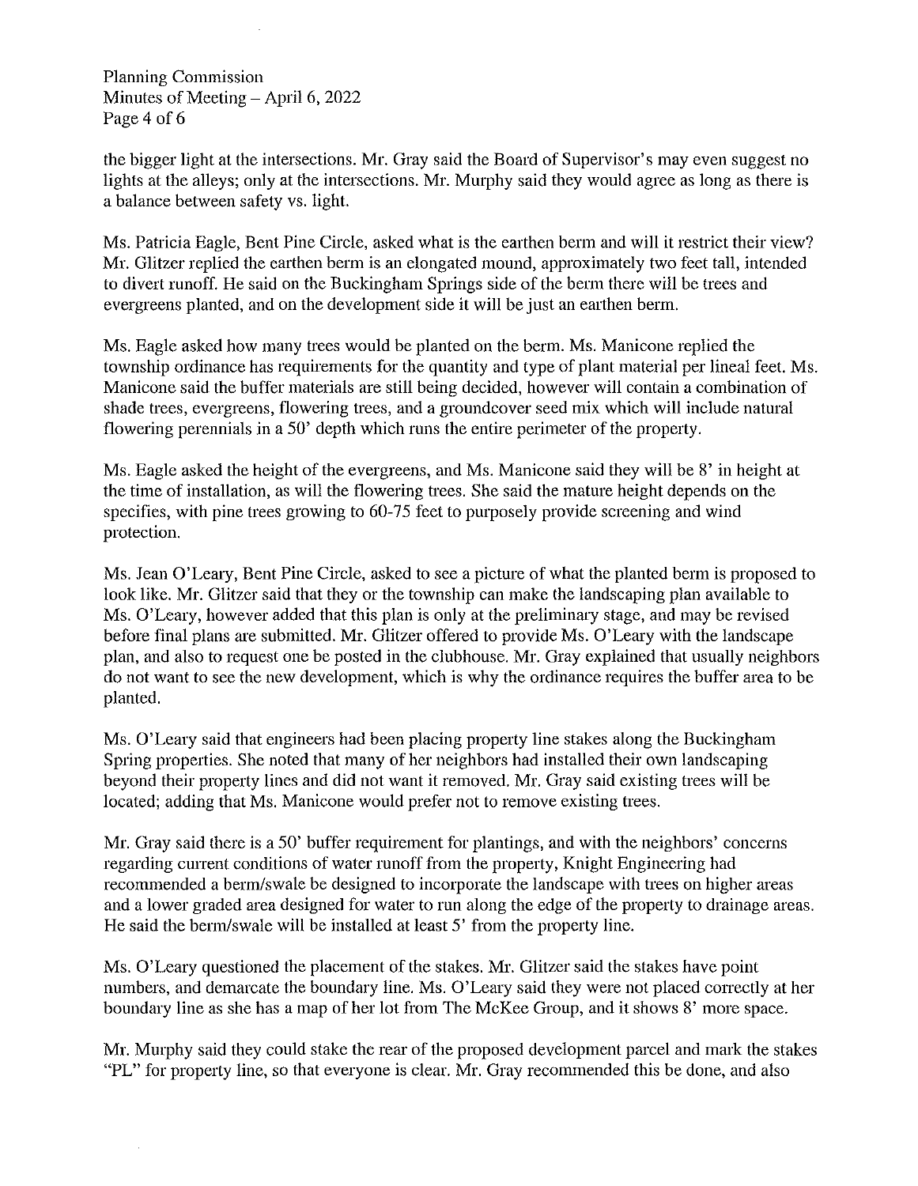the bigger light at the intersections. Mr. Gray said the Board of Supervisor's may even suggest no lights at the alleys; only at the intersections. Mr. Murphy said they would agree as long as there is a balance between safety vs. light.

Ms. Patricia Eagle, Bent Pine Circle, asked what is the earthen berm and will it restrict their view? Mr. Glitzer replied the earthen berm is an elongated mound, approximately two feet tall, intended to divert runoff. He said on the Buckingham Springs side of the berm there will be trees and evergreens planted, and on the development side it will be just an earthen berm.

Ms. Eagle asked how many trees would be planted on the berm. Ms. Manicone replied the township ordinance has requirements for the quantity and type of plant material per lineal feet. Ms. Manicone said the buffer materials are still being decided, however will contain a combination of shade trees, evergreens, flowering trees, and a groundcover seed mix which will include natural flowering perennials in a 50' depth which runs the entire perimeter of the property.

Ms. Eagle asked the height of the evergreens, and Ms. Manicone said they will be 8' in height at the time of installation, as will the flowering trees. She said the mature height depends on the specifies, with pine trees growing to 60-75 feet to purposely provide screening and wind protection.

Ms. Jean O'Leary, Bent Pine Circle, asked to see a picture of what the planted berm is proposed to look like. Mr. Glitzer said that they or the township can make the landscaping plan available to Ms. O'Leary, however added that this plan is only at the preliminary stage, and may be revised before final plans are submitted. Mr. Glitzer offered to provide Ms. O'Leary with the landscape plan, and also to request one be posted in the clubhouse. Mr. Gray explained that usually neighbors do not want to see the new development, which is why the ordinance requires the buffer area to be planted.

Ms. O'Leary said that engineers had been placing property line stakes along the Buckingham Spring properties. She noted that many of her neighbors had installed their own landscaping beyond their property lines and did not want it removed. Mr. Gray said existing trees will be located; adding that Ms. Manicone would prefer not to remove existing trees.

Mr. Gray said there is a 50' buffer requirement for plantings, and with the neighbors' concerns regarding current conditions of water runoff from the property, Knight Engineering had recommended a berm/swale be designed to incorporate the landscape with trees on higher areas and a lower graded area designed for water to run along the edge of the property to drainage areas. He said the berm/swale will be installed at least 5' from the property line.

Ms. O'Leary questioned the placement of the stakes. Mr. Glitzer said the stakes have point numbers, and demarcate the boundary line. Ms. O'Leary said they were not placed correctly at her boundary line as she has a map of her lot from The McKee Group, and it shows 8' more space.

Mr. Murphy said they could stake the rear of the proposed development parcel and mark the stakes "PL" for property line, so that everyone is clear. Mr. Gray recommended this be done, and also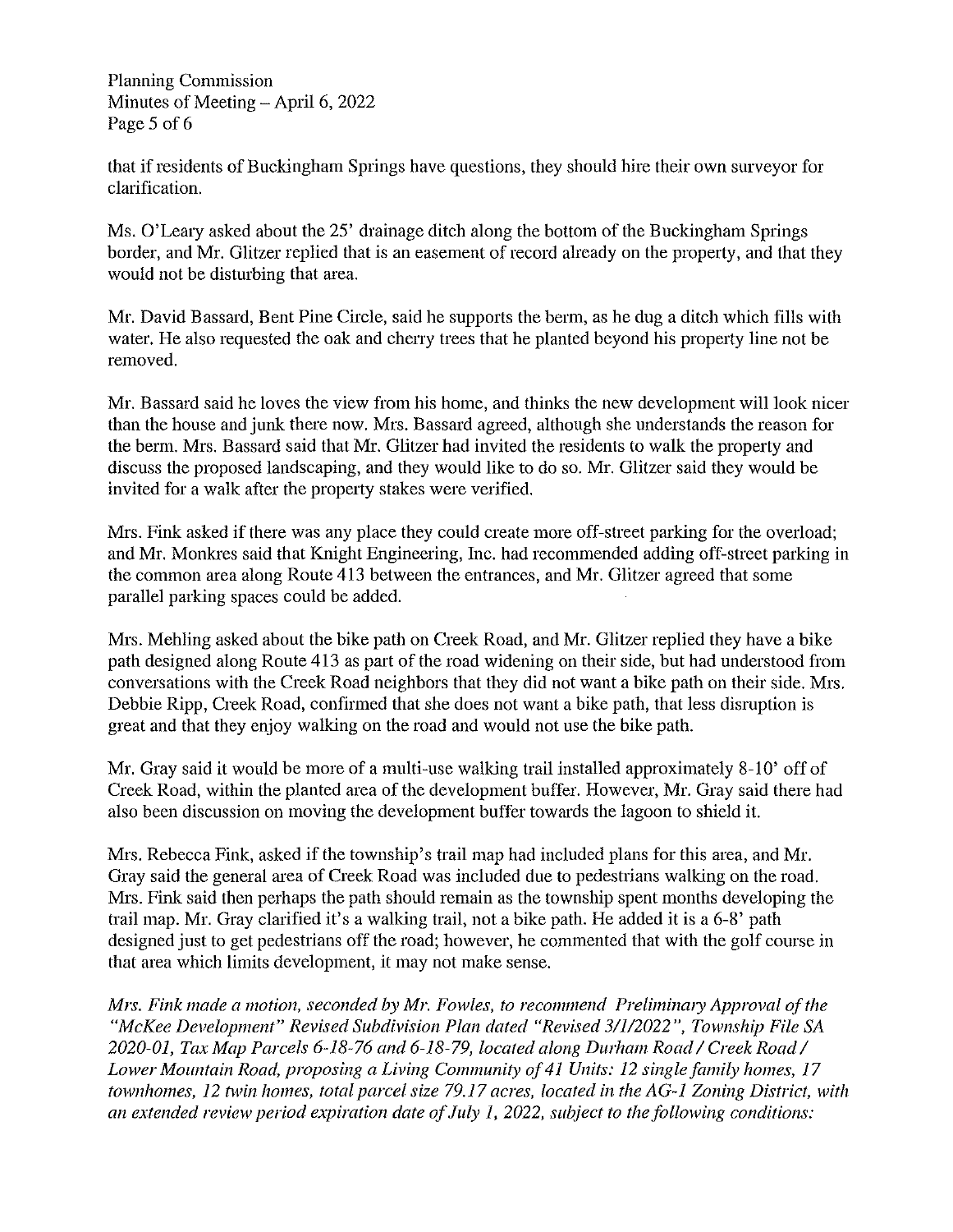that if residents of Buckingham Springs have questions, they should hire their own surveyor for clarification.

Ms. O'Leary asked about the 25' drainage ditch along the bottom of the Buckingham Springs border, and Mr. Glitzer replied that is an easement of record already on the property, and that they would not be disturbing that area.

Mr. David Bassard, Bent Pine Circle, said he supports the berm, as he dug a ditch which fills with water. He also requested the oak and cherry trees that he planted beyond his property line not be removed.

Mr. Bassard said he loves the view from his home, and thinks the new development will look nicer than the house and junk there now. Mrs. Bassard agreed, although she understands the reason for the berm. Mrs. Bassard said that Mr. Glitzer had invited the residents to walk the property and discuss the proposed landscaping, and they would like to do so. Mr. Glitzer said they would be invited for a walk after the property stakes were verified.

Mrs. Fink asked if there was any place they could create more off-street parking for the overload; and Mr. Monkres said that Knight Engineering, Inc. had recommended adding off-street parking in the common area along Route 413 between the entrances, and Mr. Glitzer agreed that some parallel parking spaces could be added.

Mrs. Mehling asked about the bike path on Creek Road, and Mr. Glitzer replied they have a bike path designed along Route 413 as part of the road widening on their side, but had understood from conversations with the Creek Road neighbors that they did not want a bike path on their side. Mrs. Debbie Ripp, Creek Road, confirmed that she does not want a bike path, that less disruption is great and that they enjoy walking on the road and would not use the bike path.

Mr. Gray said it would be more of a multi-use walking trail installed approximately 8-10' off of Creek Road, within the planted area of the development buffer. However, Mr. Gray said there had also been discussion on moving the development buffer towards the lagoon to shield it.

Mrs. Rebecca Fink, asked if the township's trail map had included plans for this area, and Mr. Gray said the general area of Creek Road was included due to pedestrians walking on the road. Mrs. Fink said then perhaps the path should remain as the township spent months developing the trail map. Mr. Gray clarified it's a walking trail, not a bike path. He added it is a 6-8' path designed just to get pedestrians off the road; however, he commented that with the golf course in that area which limits development, it may not make sense.

*Mrs. Fink made a motion, seconded by Mr. Fowles, to recommend Preliminary Approval of the "McKee Development" Revised Subdivision Plan dated "Revised 3/1/2022", Township File SA 2020-01, Tax Map Parcels 6-18-76 and 6-18-79, located along Durham Road / Creek Road / Lower Mountain Road, proposing a Living Community of 41 Units: 12 single family homes, 17 townhomes, 12 twin homes, total parcel size 79.17 acres, located in the AG-1 Zoning District, with an extended review period expiration date of July 1, 2022, subject to the following conditions:*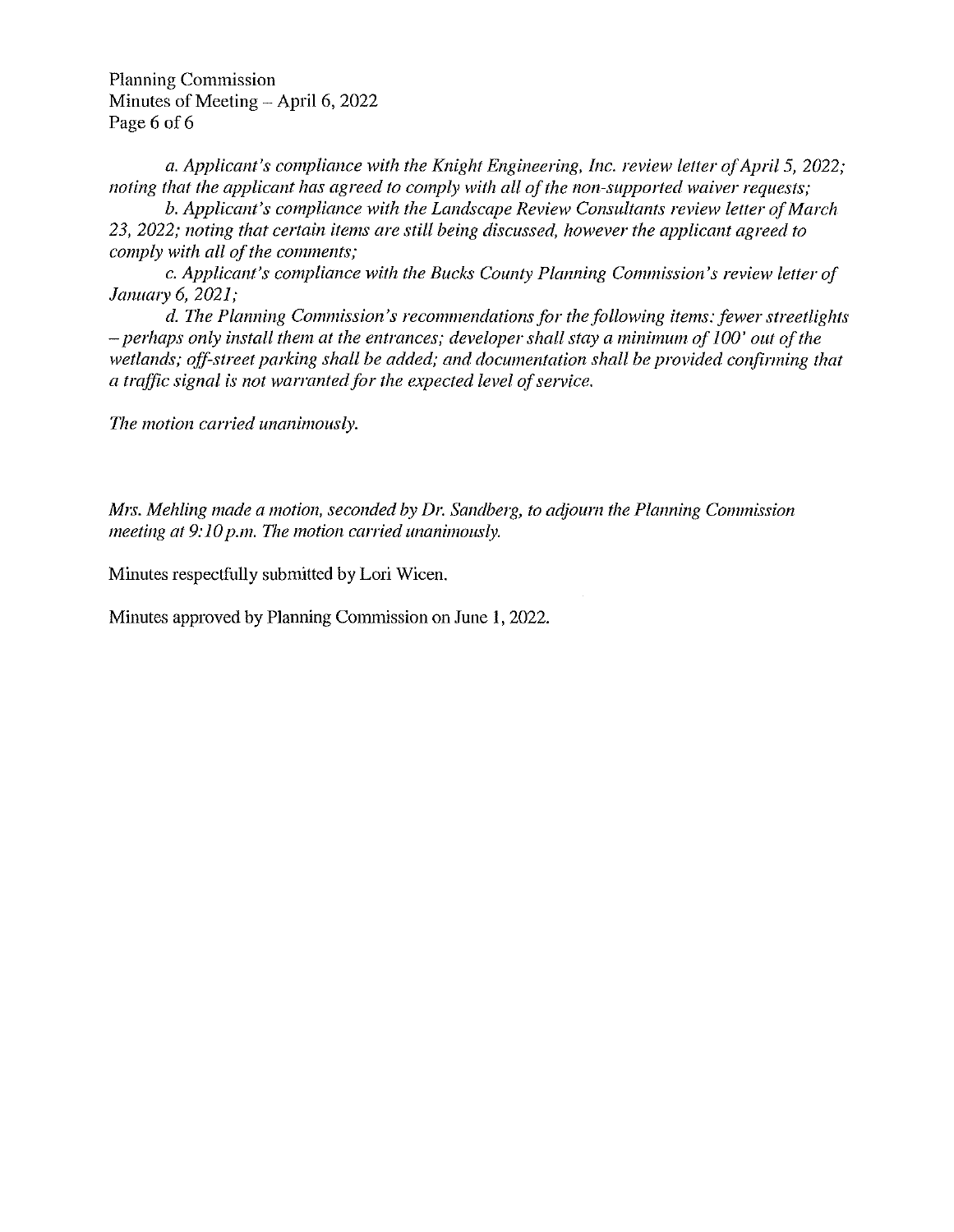*a. Applicant's compliance with the Knight Engineering, Inc. review letter of April 5, 2022; noting that the applicant has agreed to comply with all of the non-supported waiver requests;*

*b. Applicant's compliance with the Landscape Review Consultants review letter of March 23, 2022; noting that certain items are still being discussed, however the applicant agreed to comply with all of the comments;*

*c. Applicant's compliance with the Bucks County Planning Commission's review letter of January 6, 2021;*

*d. The Planning Commission's recommendations for the following items: fewer streetlights – perhaps only install them at the entrances; developer shall stay a minimum of 100' out of the wetlands; off-street parking shall be added; and documentation shall be provided confirming that a traffic signal is not warranted for the expected level of service.*

*The motion carried unanimously.*

*Mrs. Mehling made a motion, seconded by Dr. Sandberg, to adjourn the Planning Commission meeting at 9:10 p.m. The motion carried unanimously.*

Minutes respectfully submitted by Lori Wicen.

Minutes approved by Planning Commission on June 1, 2022.